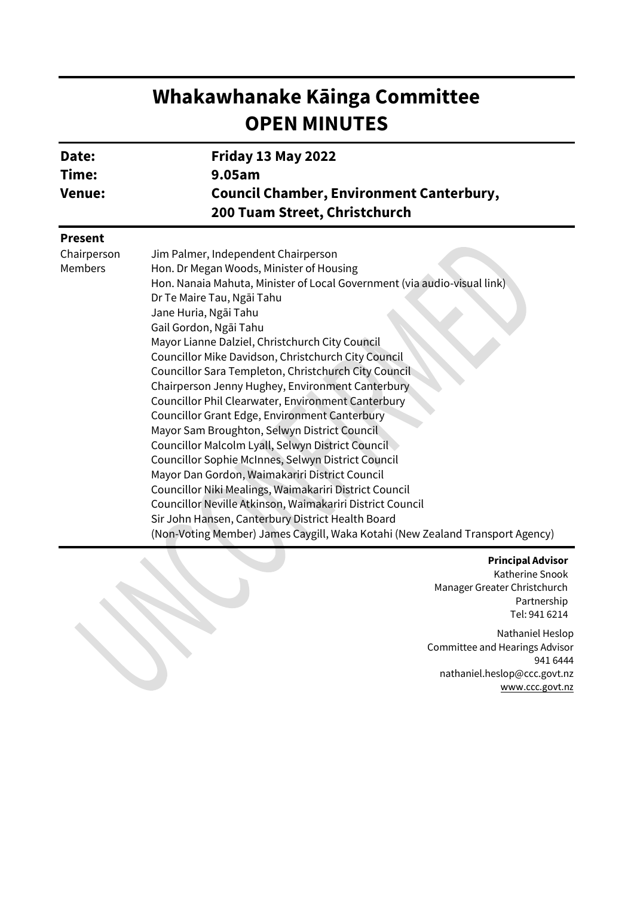# Whakawhanake Kāinga Committee
# OPEN MINUTES

| | |
|---|---|
| **Date:** | **Friday 13 May 2022** |
| **Time:** | **9.05am** |
| **Venue:** | **Council Chamber, Environment Canterbury, 200 Tuam Street, Christchurch** |

**Present**

| | |
|---|---|
| Chairperson | Jim Palmer, Independent Chairperson |
| Members | Hon. Dr Megan Woods, Minister of Housing |
| | Hon. Nanaia Mahuta, Minister of Local Government (via audio-visual link) |
| | Dr Te Maire Tau, Ngāi Tahu |
| | Jane Huria, Ngāi Tahu |
| | Gail Gordon, Ngāi Tahu |
| | Mayor Lianne Dalziel, Christchurch City Council |
| | Councillor Mike Davidson, Christchurch City Council |
| | Councillor Sara Templeton, Christchurch City Council |
| | Chairperson Jenny Hughey, Environment Canterbury |
| | Councillor Phil Clearwater, Environment Canterbury |
| | Councillor Grant Edge, Environment Canterbury |
| | Mayor Sam Broughton, Selwyn District Council |
| | Councillor Malcolm Lyall, Selwyn District Council |
| | Councillor Sophie McInnes, Selwyn District Council |
| | Mayor Dan Gordon, Waimakariri District Council |
| | Councillor Niki Mealings, Waimakariri District Council |
| | Councillor Neville Atkinson, Waimakariri District Council |
| | Sir John Hansen, Canterbury District Health Board |
| | (Non-Voting Member) James Caygill, Waka Kotahi (New Zealand Transport Agency) |

**Principal Advisor**
Katherine Snook
Manager Greater Christchurch Partnership
Tel: 941 6214

Nathaniel Heslop
Committee and Hearings Advisor
941 6444
nathaniel.heslop@ccc.govt.nz
www.ccc.govt.nz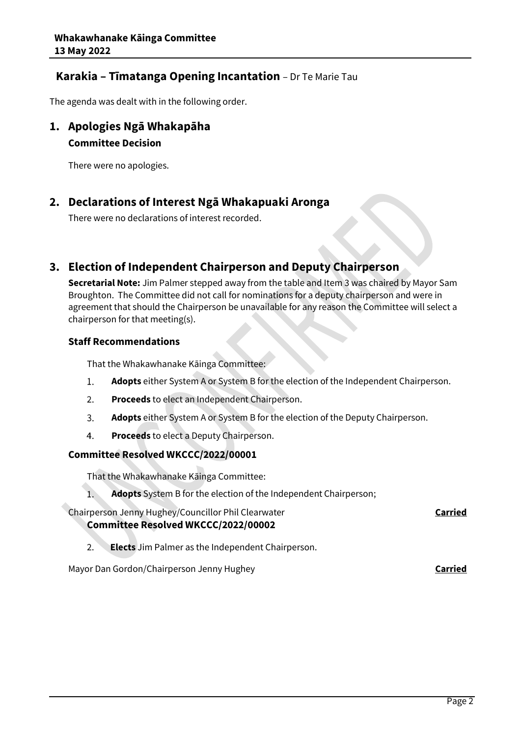## Karakia – Tīmatanga Opening Incantation – Dr Te Marie Tau

The agenda was dealt with in the following order.

## 1. Apologies Ngā Whakapāha

### Committee Decision

There were no apologies.

## 2. Declarations of Interest Ngā Whakapuaki Aronga

There were no declarations of interest recorded.

## 3. Election of Independent Chairperson and Deputy Chairperson

**Secretarial Note:** Jim Palmer stepped away from the table and Item 3 was chaired by Mayor Sam Broughton. The Committee did not call for nominations for a deputy chairperson and were in agreement that should the Chairperson be unavailable for any reason the Committee will select a chairperson for that meeting(s).

### Staff Recommendations

That the Whakawhanake Kāinga Committee:

1. **Adopts** either System A or System B for the election of the Independent Chairperson.
2. **Proceeds** to elect an Independent Chairperson.
3. **Adopts** either System A or System B for the election of the Deputy Chairperson.
4. **Proceeds** to elect a Deputy Chairperson.

### Committee Resolved WKCCC/2022/00001

That the Whakawhanake Kāinga Committee:

1. **Adopts** System B for the election of the Independent Chairperson;

Chairperson Jenny Hughey/Councillor Phil Clearwater **Carried**

### Committee Resolved WKCCC/2022/00002

2. **Elects** Jim Palmer as the Independent Chairperson.

Mayor Dan Gordon/Chairperson Jenny Hughey **Carried**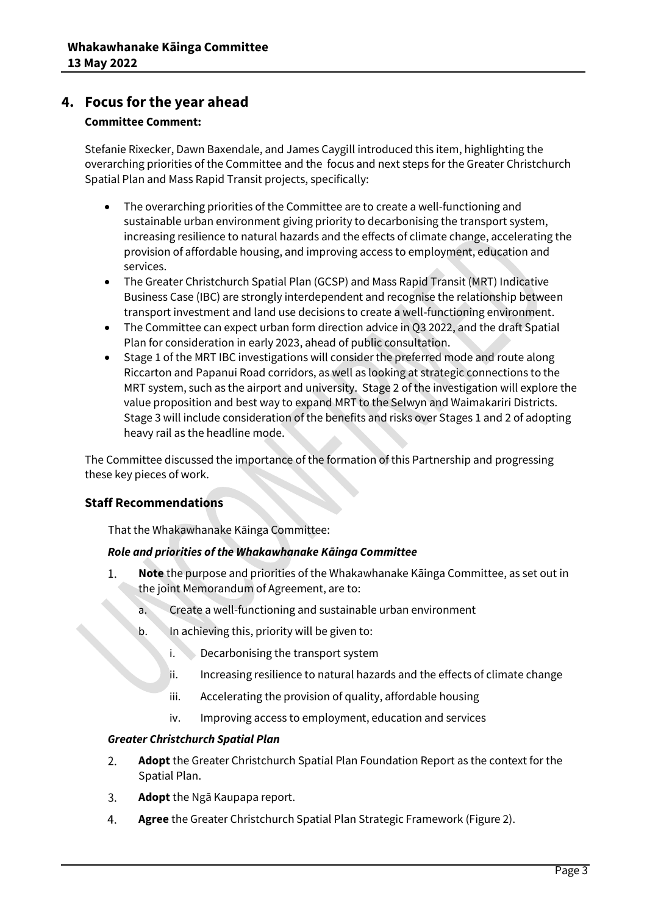## 4. Focus for the year ahead

**Committee Comment:**

Stefanie Rixecker, Dawn Baxendale, and James Caygill introduced this item, highlighting the overarching priorities of the Committee and the focus and next steps for the Greater Christchurch Spatial Plan and Mass Rapid Transit projects, specifically:

- The overarching priorities of the Committee are to create a well-functioning and sustainable urban environment giving priority to decarbonising the transport system, increasing resilience to natural hazards and the effects of climate change, accelerating the provision of affordable housing, and improving access to employment, education and services.
- The Greater Christchurch Spatial Plan (GCSP) and Mass Rapid Transit (MRT) Indicative Business Case (IBC) are strongly interdependent and recognise the relationship between transport investment and land use decisions to create a well-functioning environment.
- The Committee can expect urban form direction advice in Q3 2022, and the draft Spatial Plan for consideration in early 2023, ahead of public consultation.
- Stage 1 of the MRT IBC investigations will consider the preferred mode and route along Riccarton and Papanui Road corridors, as well as looking at strategic connections to the MRT system, such as the airport and university. Stage 2 of the investigation will explore the value proposition and best way to expand MRT to the Selwyn and Waimakariri Districts. Stage 3 will include consideration of the benefits and risks over Stages 1 and 2 of adopting heavy rail as the headline mode.

The Committee discussed the importance of the formation of this Partnership and progressing these key pieces of work.

### Staff Recommendations

That the Whakawhanake Kāinga Committee:

***Role and priorities of the Whakawhanake Kāinga Committee***

1. **Note** the purpose and priorities of the Whakawhanake Kāinga Committee, as set out in the joint Memorandum of Agreement, are to:
   a. Create a well-functioning and sustainable urban environment
   b. In achieving this, priority will be given to:
      i. Decarbonising the transport system
      ii. Increasing resilience to natural hazards and the effects of climate change
      iii. Accelerating the provision of quality, affordable housing
      iv. Improving access to employment, education and services

***Greater Christchurch Spatial Plan***

2. **Adopt** the Greater Christchurch Spatial Plan Foundation Report as the context for the Spatial Plan.
3. **Adopt** the Ngā Kaupapa report.
4. **Agree** the Greater Christchurch Spatial Plan Strategic Framework (Figure 2).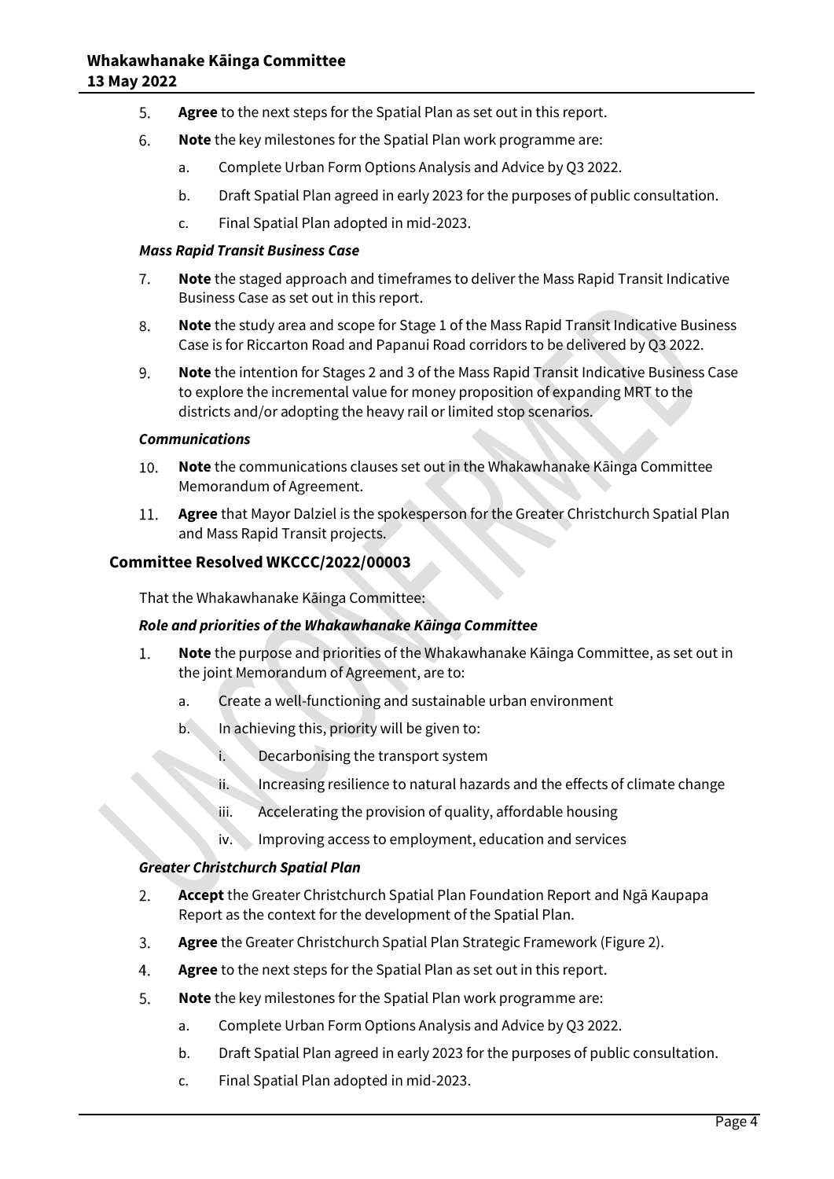5. **Agree** to the next steps for the Spatial Plan as set out in this report.
6. **Note** the key milestones for the Spatial Plan work programme are:
    a. Complete Urban Form Options Analysis and Advice by Q3 2022.
    b. Draft Spatial Plan agreed in early 2023 for the purposes of public consultation.
    c. Final Spatial Plan adopted in mid-2023.

***Mass Rapid Transit Business Case***

7. **Note** the staged approach and timeframes to deliver the Mass Rapid Transit Indicative Business Case as set out in this report.
8. **Note** the study area and scope for Stage 1 of the Mass Rapid Transit Indicative Business Case is for Riccarton Road and Papanui Road corridors to be delivered by Q3 2022.
9. **Note** the intention for Stages 2 and 3 of the Mass Rapid Transit Indicative Business Case to explore the incremental value for money proposition of expanding MRT to the districts and/or adopting the heavy rail or limited stop scenarios.

***Communications***

10. **Note** the communications clauses set out in the Whakawhanake Kāinga Committee Memorandum of Agreement.
11. **Agree** that Mayor Dalziel is the spokesperson for the Greater Christchurch Spatial Plan and Mass Rapid Transit projects.

## Committee Resolved WKCCC/2022/00003

That the Whakawhanake Kāinga Committee:

***Role and priorities of the Whakawhanake Kāinga Committee***

1. **Note** the purpose and priorities of the Whakawhanake Kāinga Committee, as set out in the joint Memorandum of Agreement, are to:
    a. Create a well-functioning and sustainable urban environment
    b. In achieving this, priority will be given to:
        i. Decarbonising the transport system
        ii. Increasing resilience to natural hazards and the effects of climate change
        iii. Accelerating the provision of quality, affordable housing
        iv. Improving access to employment, education and services

***Greater Christchurch Spatial Plan***

2. **Accept** the Greater Christchurch Spatial Plan Foundation Report and Ngā Kaupapa Report as the context for the development of the Spatial Plan.
3. **Agree** the Greater Christchurch Spatial Plan Strategic Framework (Figure 2).
4. **Agree** to the next steps for the Spatial Plan as set out in this report.
5. **Note** the key milestones for the Spatial Plan work programme are:
    a. Complete Urban Form Options Analysis and Advice by Q3 2022.
    b. Draft Spatial Plan agreed in early 2023 for the purposes of public consultation.
    c. Final Spatial Plan adopted in mid-2023.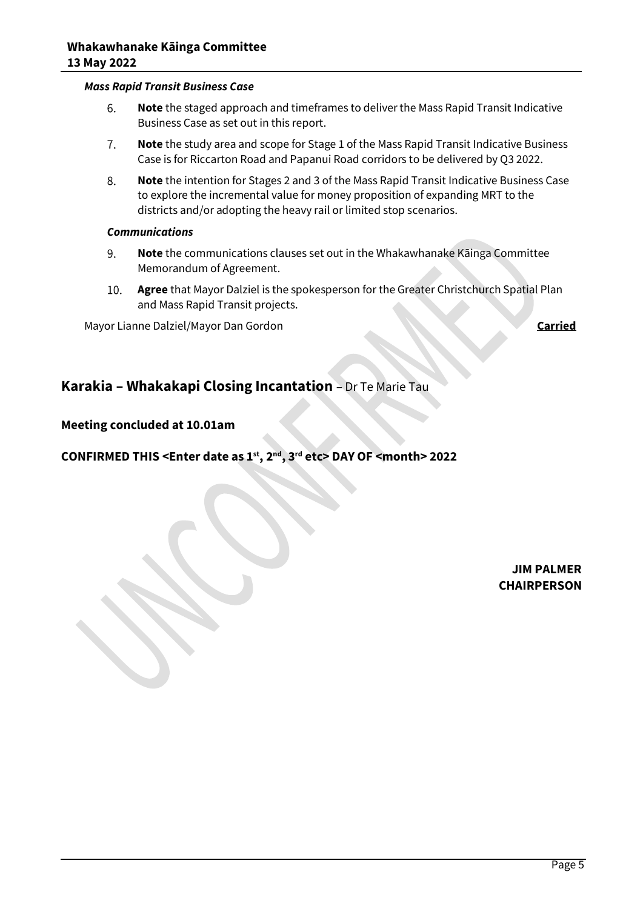*Mass Rapid Transit Business Case*

6. **Note** the staged approach and timeframes to deliver the Mass Rapid Transit Indicative Business Case as set out in this report.
7. **Note** the study area and scope for Stage 1 of the Mass Rapid Transit Indicative Business Case is for Riccarton Road and Papanui Road corridors to be delivered by Q3 2022.
8. **Note** the intention for Stages 2 and 3 of the Mass Rapid Transit Indicative Business Case to explore the incremental value for money proposition of expanding MRT to the districts and/or adopting the heavy rail or limited stop scenarios.

*Communications*

9. **Note** the communications clauses set out in the Whakawhanake Kāinga Committee Memorandum of Agreement.
10. **Agree** that Mayor Dalziel is the spokesperson for the Greater Christchurch Spatial Plan and Mass Rapid Transit projects.

Mayor Lianne Dalziel/Mayor Dan Gordon **Carried**

## **Karakia – Whakakapi Closing Incantation** – Dr Te Marie Tau

**Meeting concluded at 10.01am**

**CONFIRMED THIS <Enter date as 1st, 2nd, 3rd etc> DAY OF <month> 2022**

**JIM PALMER**
**CHAIRPERSON**